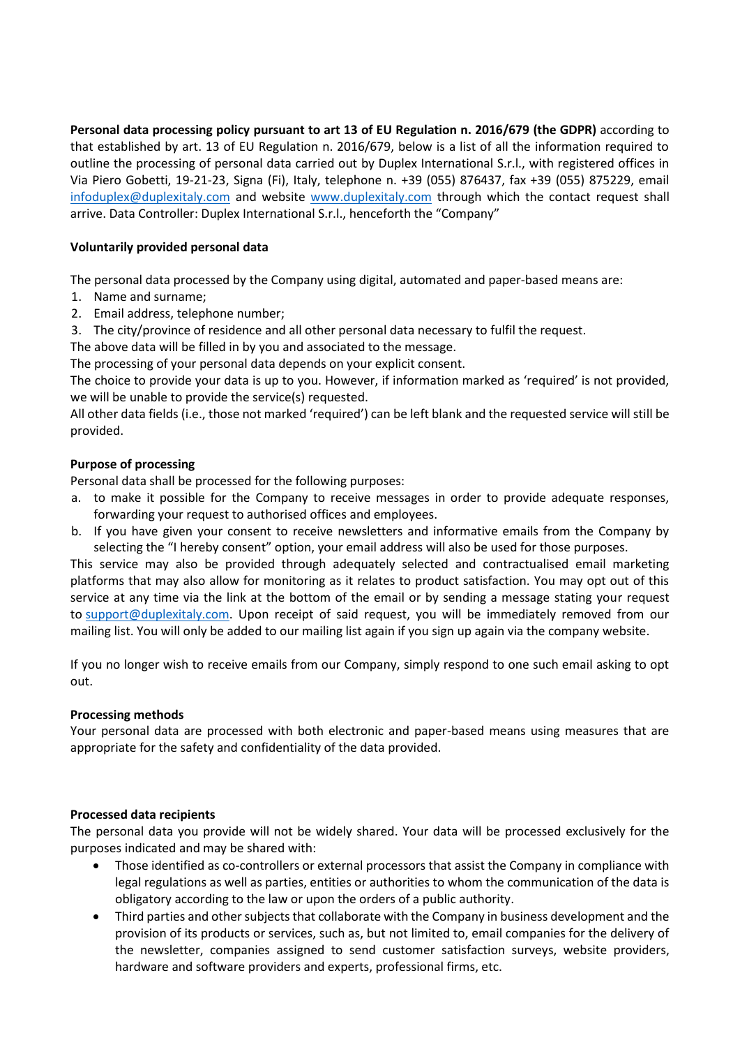**Personal data processing policy pursuant to art 13 of EU Regulation n. 2016/679 (the GDPR)** according to that established by art. 13 of EU Regulation n. 2016/679, below is a list of all the information required to outline the processing of personal data carried out by Duplex International S.r.l., with registered offices in Via Piero Gobetti, 19-21-23, Signa (Fi), Italy, telephone n. +39 (055) 876437, fax +39 (055) 875229, email infoduplex@duplexitaly.com and website www.duplexitaly.com through which the contact request shall arrive. Data Controller: Duplex International S.r.l., henceforth the "Company"

**Voluntarily provided personal data**

The personal data processed by the Company using digital, automated and paper-based means are:

1. Name and surname;
2. Email address, telephone number;
3. The city/province of residence and all other personal data necessary to fulfil the request.

The above data will be filled in by you and associated to the message.
The processing of your personal data depends on your explicit consent.
The choice to provide your data is up to you. However, if information marked as 'required' is not provided, we will be unable to provide the service(s) requested.
All other data fields (i.e., those not marked 'required') can be left blank and the requested service will still be provided.

**Purpose of processing**

Personal data shall be processed for the following purposes:

a. to make it possible for the Company to receive messages in order to provide adequate responses, forwarding your request to authorised offices and employees.
b. If you have given your consent to receive newsletters and informative emails from the Company by selecting the "I hereby consent" option, your email address will also be used for those purposes.

This service may also be provided through adequately selected and contractualised email marketing platforms that may also allow for monitoring as it relates to product satisfaction. You may opt out of this service at any time via the link at the bottom of the email or by sending a message stating your request to support@duplexitaly.com. Upon receipt of said request, you will be immediately removed from our mailing list. You will only be added to our mailing list again if you sign up again via the company website.

If you no longer wish to receive emails from our Company, simply respond to one such email asking to opt out.

**Processing methods**

Your personal data are processed with both electronic and paper-based means using measures that are appropriate for the safety and confidentiality of the data provided.

**Processed data recipients**

The personal data you provide will not be widely shared. Your data will be processed exclusively for the purposes indicated and may be shared with:

- Those identified as co-controllers or external processors that assist the Company in compliance with legal regulations as well as parties, entities or authorities to whom the communication of the data is obligatory according to the law or upon the orders of a public authority.
- Third parties and other subjects that collaborate with the Company in business development and the provision of its products or services, such as, but not limited to, email companies for the delivery of the newsletter, companies assigned to send customer satisfaction surveys, website providers, hardware and software providers and experts, professional firms, etc.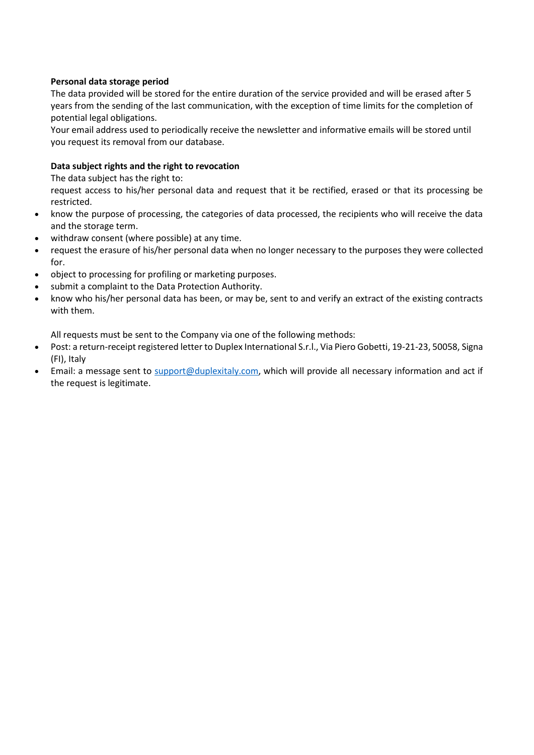**Personal data storage period**

The data provided will be stored for the entire duration of the service provided and will be erased after 5 years from the sending of the last communication, with the exception of time limits for the completion of potential legal obligations.

Your email address used to periodically receive the newsletter and informative emails will be stored until you request its removal from our database.

**Data subject rights and the right to revocation**

The data subject has the right to:

request access to his/her personal data and request that it be rectified, erased or that its processing be restricted.

- know the purpose of processing, the categories of data processed, the recipients who will receive the data and the storage term.
- withdraw consent (where possible) at any time.
- request the erasure of his/her personal data when no longer necessary to the purposes they were collected for.
- object to processing for profiling or marketing purposes.
- submit a complaint to the Data Protection Authority.
- know who his/her personal data has been, or may be, sent to and verify an extract of the existing contracts with them.

All requests must be sent to the Company via one of the following methods:

- Post: a return-receipt registered letter to Duplex International S.r.l., Via Piero Gobetti, 19-21-23, 50058, Signa (FI), Italy
- Email: a message sent to support@duplexitaly.com, which will provide all necessary information and act if the request is legitimate.